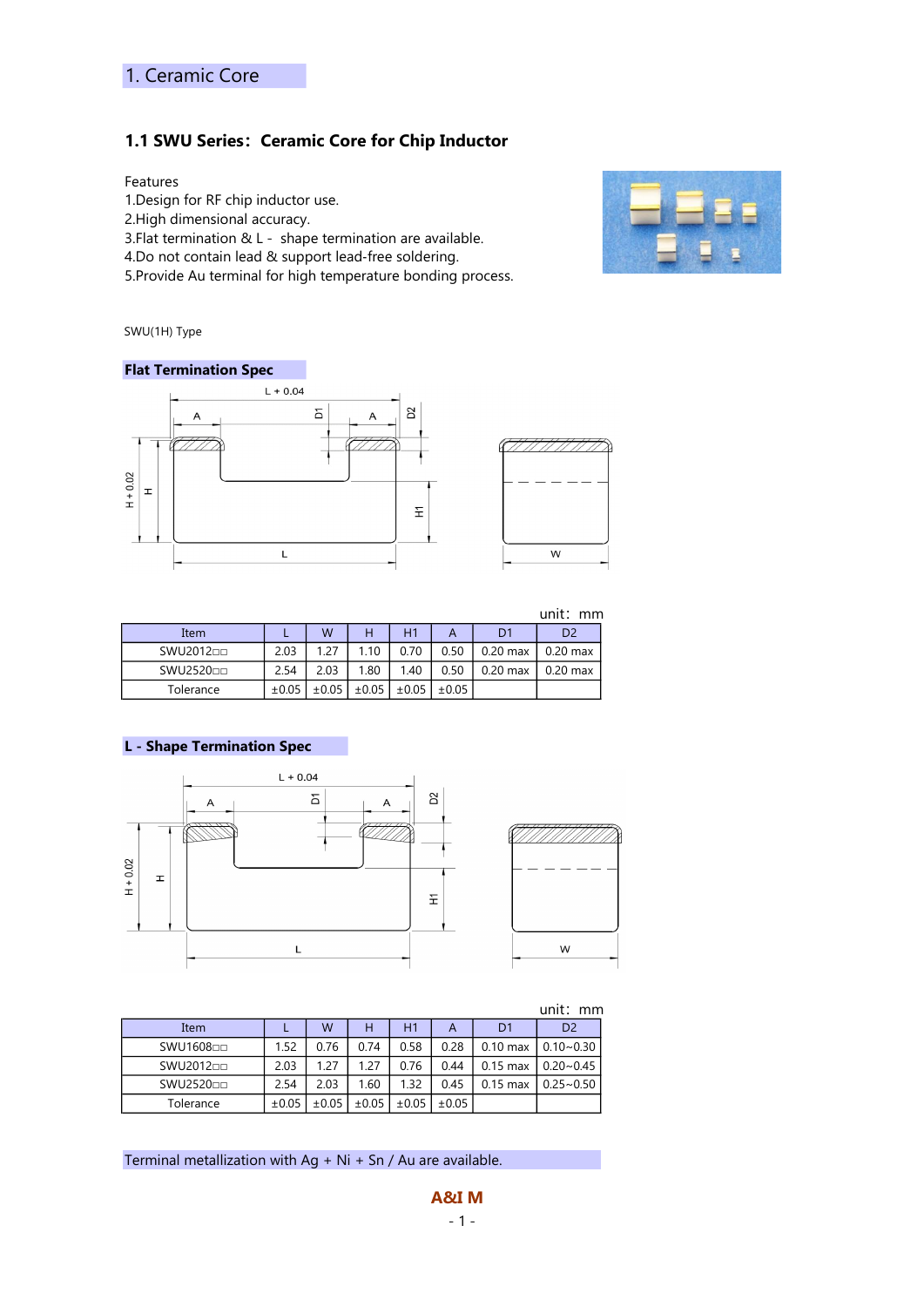# 1. Ceramic Core

## 1.1 SWU Series: Ceramic Core for Chip Inductor

Features

1.Design for RF chip inductor use.
2.High dimensional accuracy.
3.Flat termination & L - shape termination are available.
4.Do not contain lead & support lead-free soldering.
5.Provide Au terminal for high temperature bonding process.

SWU(1H) Type

### Flat Termination Spec

unit: mm

| Item | L | W | H | H1 | A | D1 | D2 |
|---|---|---|---|---|---|---|---|
| SWU2012□□ | 2.03 | 1.27 | 1.10 | 0.70 | 0.50 | 0.20 max | 0.20 max |
| SWU2520□□ | 2.54 | 2.03 | 1.80 | 1.40 | 0.50 | 0.20 max | 0.20 max |
| Tolerance | ±0.05 | ±0.05 | ±0.05 | ±0.05 | ±0.05 | | |

### L - Shape Termination Spec

unit: mm

| Item | L | W | H | H1 | A | D1 | D2 |
|---|---|---|---|---|---|---|---|
| SWU1608□□ | 1.52 | 0.76 | 0.74 | 0.58 | 0.28 | 0.10 max | 0.10~0.30 |
| SWU2012□□ | 2.03 | 1.27 | 1.27 | 0.76 | 0.44 | 0.15 max | 0.20~0.45 |
| SWU2520□□ | 2.54 | 2.03 | 1.60 | 1.32 | 0.45 | 0.15 max | 0.25~0.50 |
| Tolerance | ±0.05 | ±0.05 | ±0.05 | ±0.05 | ±0.05 | | |

Terminal metallization with Ag + Ni + Sn / Au are available.

A&I M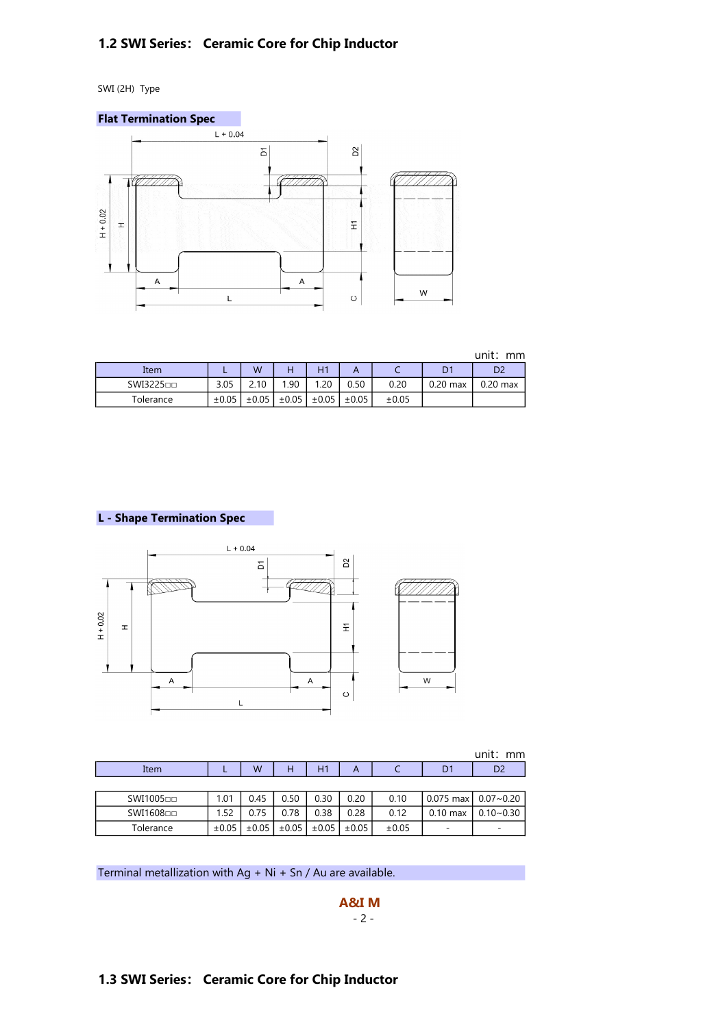## 1.2 SWI Series： Ceramic Core for Chip Inductor

SWI (2H) Type

**Flat Termination Spec**

unit： mm

| Item | L | W | H | H1 | A | C | D1 | D2 |
|---|---|---|---|---|---|---|---|---|
| SWI3225□□ | 3.05 | 2.10 | 1.90 | 1.20 | 0.50 | 0.20 | 0.20 max | 0.20 max |
| Tolerance | ±0.05 | ±0.05 | ±0.05 | ±0.05 | ±0.05 | ±0.05 | | |

**L - Shape Termination Spec**

unit： mm

| Item | L | W | H | H1 | A | C | D1 | D2 |
|---|---|---|---|---|---|---|---|---|
| SWI1005□□ | 1.01 | 0.45 | 0.50 | 0.30 | 0.20 | 0.10 | 0.075 max | 0.07~0.20 |
| SWI1608□□ | 1.52 | 0.75 | 0.78 | 0.38 | 0.28 | 0.12 | 0.10 max | 0.10~0.30 |
| Tolerance | ±0.05 | ±0.05 | ±0.05 | ±0.05 | ±0.05 | ±0.05 | - | - |

Terminal metallization with Ag + Ni + Sn / Au are available.

**A&I M**

## 1.3 SWI Series： Ceramic Core for Chip Inductor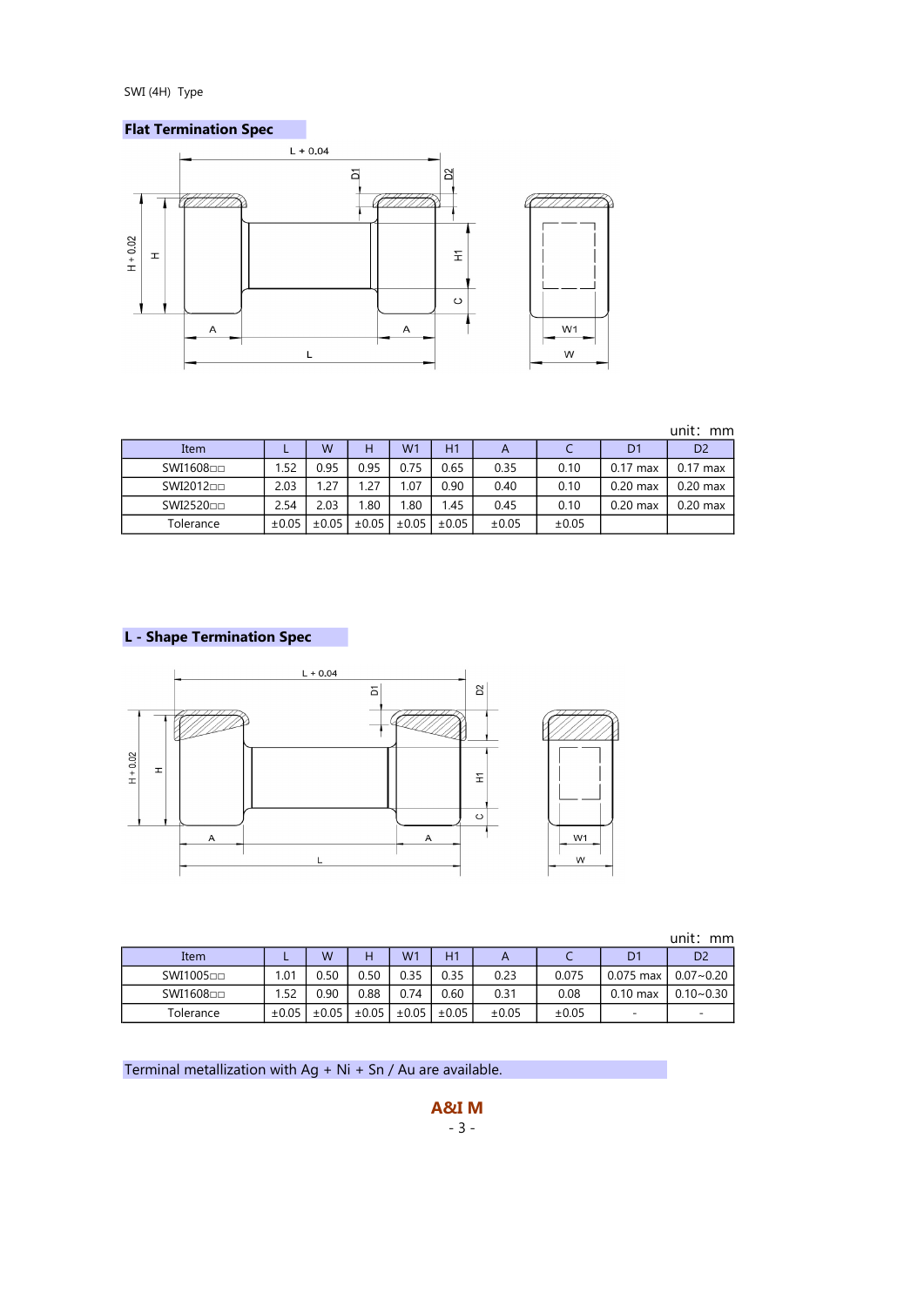SWI (4H) Type

## Flat Termination Spec

L + 0.04

D1

D2

H + 0.02

H

H1

C

A

A

L

W1

W

unit: mm

| Item | L | W | H | W1 | H1 | A | C | D1 | D2 |
|---|---|---|---|---|---|---|---|---|---|
| SWI1608□□ | 1.52 | 0.95 | 0.95 | 0.75 | 0.65 | 0.35 | 0.10 | 0.17 max | 0.17 max |
| SWI2012□□ | 2.03 | 1.27 | 1.27 | 1.07 | 0.90 | 0.40 | 0.10 | 0.20 max | 0.20 max |
| SWI2520□□ | 2.54 | 2.03 | 1.80 | 1.80 | 1.45 | 0.45 | 0.10 | 0.20 max | 0.20 max |
| Tolerance | ±0.05 | ±0.05 | ±0.05 | ±0.05 | ±0.05 | ±0.05 | ±0.05 | | |

## L - Shape Termination Spec

L + 0.04

D1

D2

H + 0.02

H

H1

C

A

A

L

W1

W

unit: mm

| Item | L | W | H | W1 | H1 | A | C | D1 | D2 |
|---|---|---|---|---|---|---|---|---|---|
| SWI1005□□ | 1.01 | 0.50 | 0.50 | 0.35 | 0.35 | 0.23 | 0.075 | 0.075 max | 0.07~0.20 |
| SWI1608□□ | 1.52 | 0.90 | 0.88 | 0.74 | 0.60 | 0.31 | 0.08 | 0.10 max | 0.10~0.30 |
| Tolerance | ±0.05 | ±0.05 | ±0.05 | ±0.05 | ±0.05 | ±0.05 | ±0.05 | - | - |

Terminal metallization with Ag + Ni + Sn / Au are available.

**A&I M**